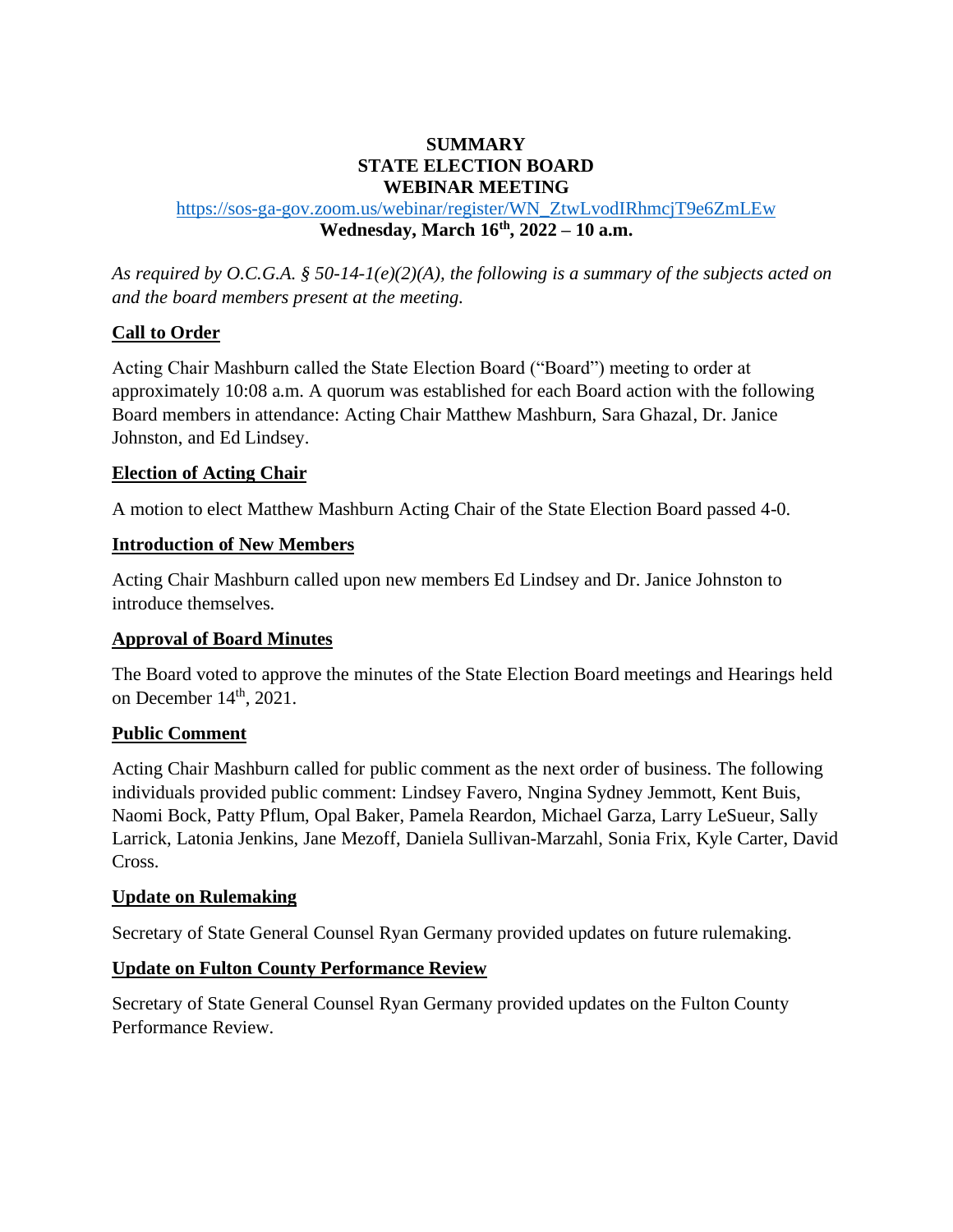**SUMMARY**
**STATE ELECTION BOARD**
**WEBINAR MEETING**

https://sos-ga-gov.zoom.us/webinar/register/WN_ZtwLvodIRhmcjT9e6ZmLEw

**Wednesday, March 16th, 2022 – 10 a.m.**

*As required by O.C.G.A. § 50-14-1(e)(2)(A), the following is a summary of the subjects acted on and the board members present at the meeting.*

## Call to Order

Acting Chair Mashburn called the State Election Board ("Board") meeting to order at approximately 10:08 a.m. A quorum was established for each Board action with the following Board members in attendance: Acting Chair Matthew Mashburn, Sara Ghazal, Dr. Janice Johnston, and Ed Lindsey.

## Election of Acting Chair

A motion to elect Matthew Mashburn Acting Chair of the State Election Board passed 4-0.

## Introduction of New Members

Acting Chair Mashburn called upon new members Ed Lindsey and Dr. Janice Johnston to introduce themselves.

## Approval of Board Minutes

The Board voted to approve the minutes of the State Election Board meetings and Hearings held on December 14th, 2021.

## Public Comment

Acting Chair Mashburn called for public comment as the next order of business. The following individuals provided public comment: Lindsey Favero, Nngina Sydney Jemmott, Kent Buis, Naomi Bock, Patty Pflum, Opal Baker, Pamela Reardon, Michael Garza, Larry LeSueur, Sally Larrick, Latonia Jenkins, Jane Mezoff, Daniela Sullivan-Marzahl, Sonia Frix, Kyle Carter, David Cross.

## Update on Rulemaking

Secretary of State General Counsel Ryan Germany provided updates on future rulemaking.

## Update on Fulton County Performance Review

Secretary of State General Counsel Ryan Germany provided updates on the Fulton County Performance Review.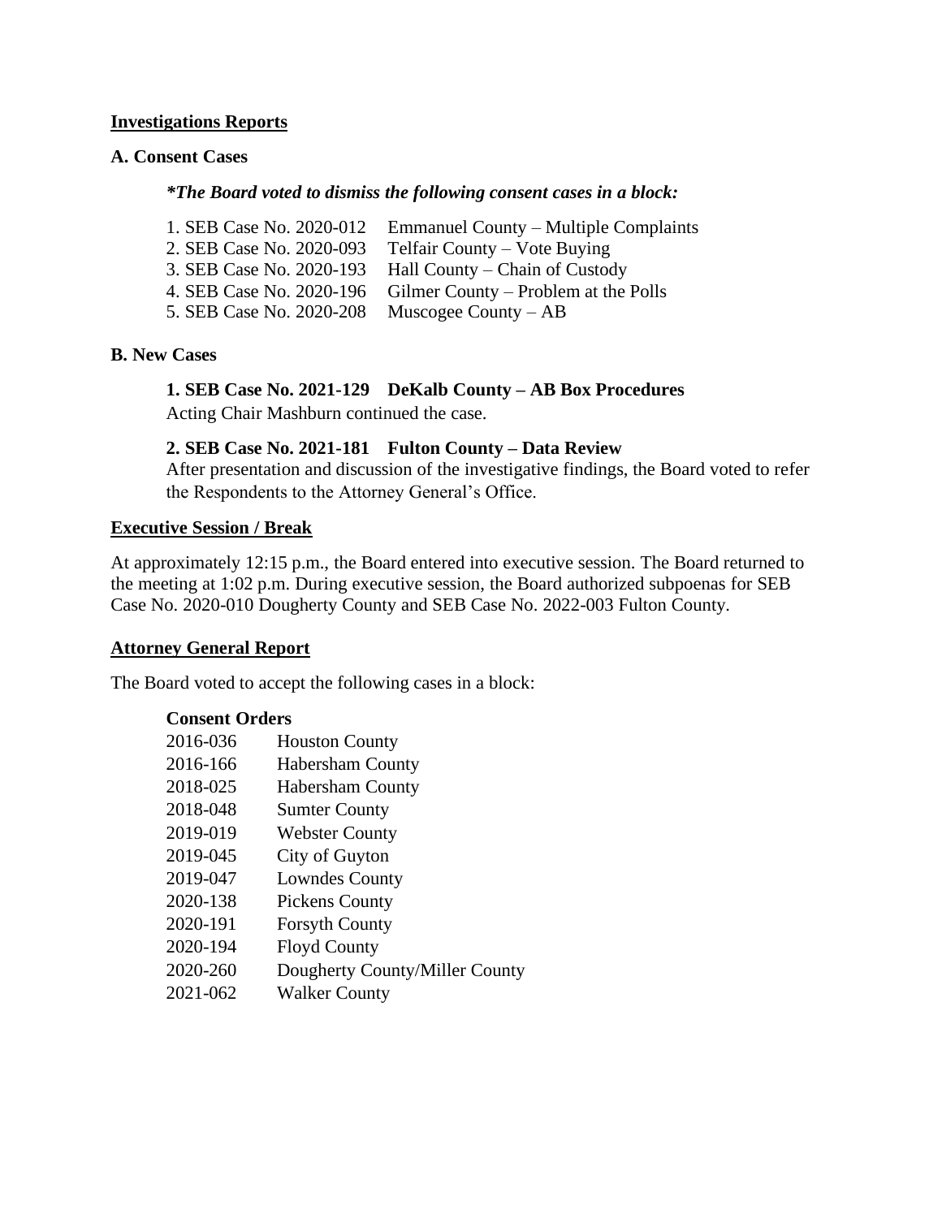## Investigations Reports

### A. Consent Cases

***The Board voted to dismiss the following consent cases in a block:***

1. SEB Case No. 2020-012 Emmanuel County – Multiple Complaints
2. SEB Case No. 2020-093 Telfair County – Vote Buying
3. SEB Case No. 2020-193 Hall County – Chain of Custody
4. SEB Case No. 2020-196 Gilmer County – Problem at the Polls
5. SEB Case No. 2020-208 Muscogee County – AB

### B. New Cases

**1. SEB Case No. 2021-129 DeKalb County – AB Box Procedures**

Acting Chair Mashburn continued the case.

**2. SEB Case No. 2021-181 Fulton County – Data Review**

After presentation and discussion of the investigative findings, the Board voted to refer the Respondents to the Attorney General's Office.

## Executive Session / Break

At approximately 12:15 p.m., the Board entered into executive session. The Board returned to the meeting at 1:02 p.m. During executive session, the Board authorized subpoenas for SEB Case No. 2020-010 Dougherty County and SEB Case No. 2022-003 Fulton County.

## Attorney General Report

The Board voted to accept the following cases in a block:

**Consent Orders**

| | |
|---|---|
| 2016-036 | Houston County |
| 2016-166 | Habersham County |
| 2018-025 | Habersham County |
| 2018-048 | Sumter County |
| 2019-019 | Webster County |
| 2019-045 | City of Guyton |
| 2019-047 | Lowndes County |
| 2020-138 | Pickens County |
| 2020-191 | Forsyth County |
| 2020-194 | Floyd County |
| 2020-260 | Dougherty County/Miller County |
| 2021-062 | Walker County |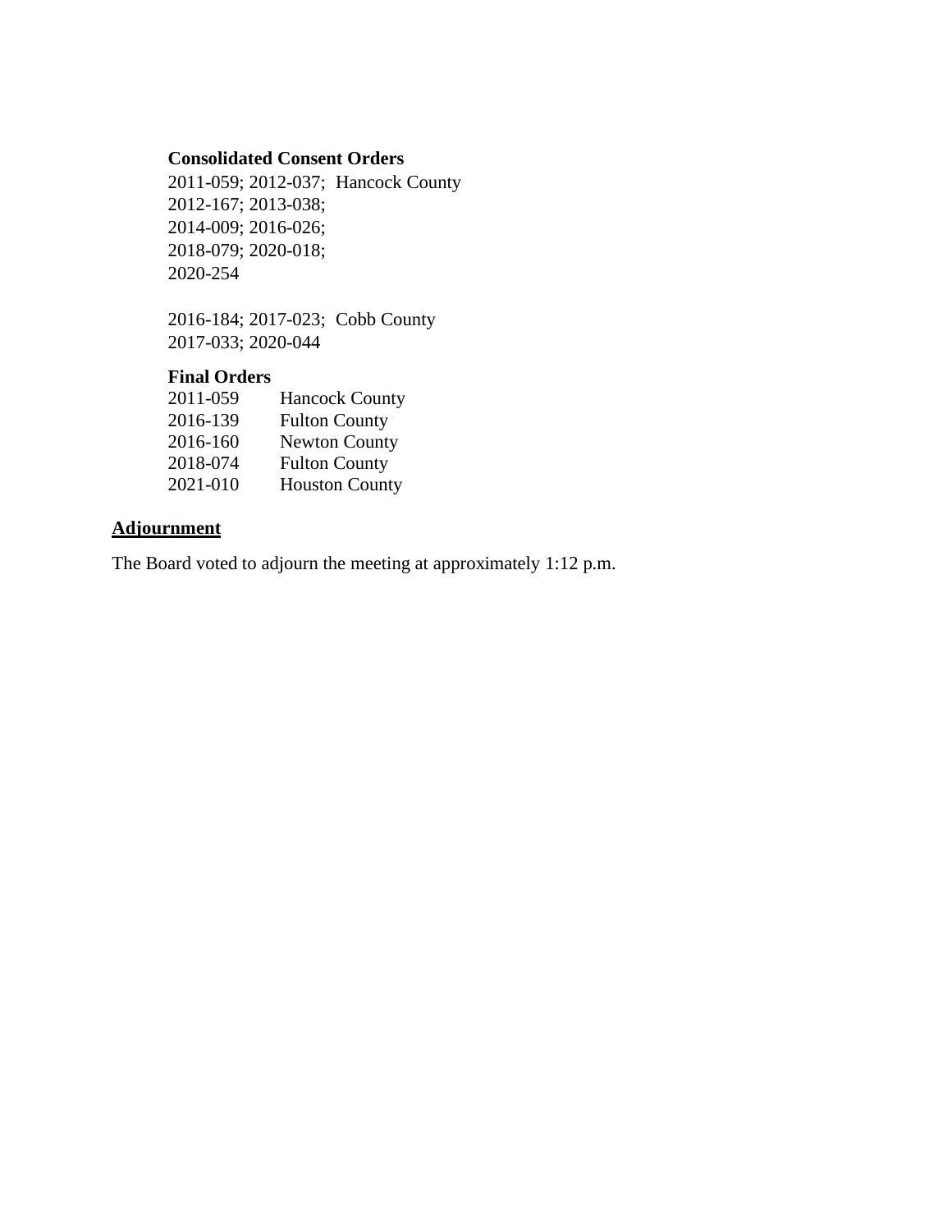**Consolidated Consent Orders**

2011-059; 2012-037; Hancock County
2012-167; 2013-038;
2014-009; 2016-026;
2018-079; 2020-018;
2020-254

2016-184; 2017-023; Cobb County
2017-033; 2020-044

**Final Orders**

| | |
|---|---|
| 2011-059 | Hancock County |
| 2016-139 | Fulton County |
| 2016-160 | Newton County |
| 2018-074 | Fulton County |
| 2021-010 | Houston County |

**Adjournment**

The Board voted to adjourn the meeting at approximately 1:12 p.m.